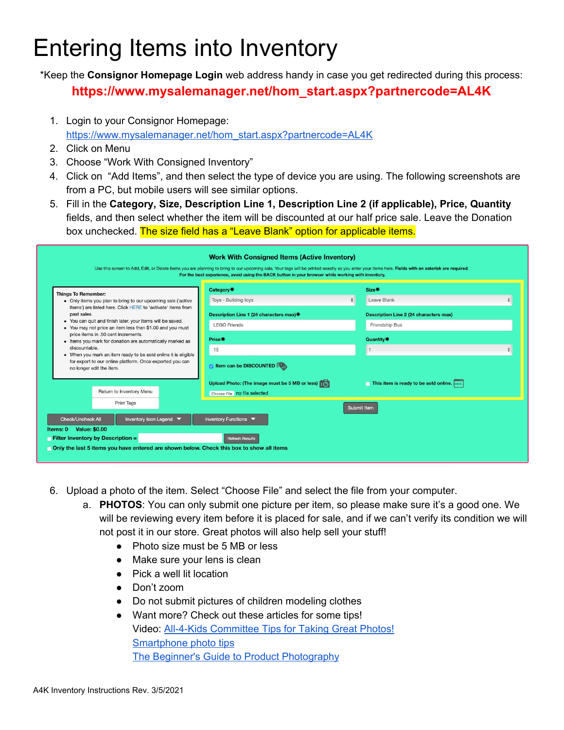# Entering Items into Inventory

*Keep the **Consignor Homepage Login** web address handy in case you get redirected during this process:

**https://www.mysalemanager.net/hom_start.aspx?partnercode=AL4K**

1. Login to your Consignor Homepage: https://www.mysalemanager.net/hom_start.aspx?partnercode=AL4K
2. Click on Menu
3. Choose "Work With Consigned Inventory"
4. Click on "Add Items", and then select the type of device you are using. The following screenshots are from a PC, but mobile users will see similar options.
5. Fill in the **Category, Size, Description Line 1, Description Line 2 (if applicable), Price, Quantity** fields, and then select whether the item will be discounted at our half price sale. Leave the Donation box unchecked. The size field has a "Leave Blank" option for applicable items.

Work With Consigned Items (Active Inventory)

Use this screen to Add, Edit, or Delete items you are planning to bring to our upcoming sale. Your tags will be printed exactly as you enter your items here. **Fields with an asterisk are required. For the best experience, avoid using the BACK button in your browser while working with inventory.**

**Things To Remember:**

- Only items you plan to bring to our upcoming sale ('active items') are listed here. Click HERE to 'activate' items from past sales.
- You can quit and finish later. your items will be saved.
- You may not price an item less than $1.00 and you must price items in .50 cent increments.
- Items you mark for donation are automatically marked as discountable.
- When you mark an item ready to be sold online it is eligible for export to our online platform. Once exported you can no longer edit the item.

Category* : Toys - Building toys
Size* : Leave Blank
Description Line 1 (24 characters max)* : LEGO Friends
Description Line 2 (24 characters max) : Friendship Bus
Price* : 15
Quantity* : 1
Item can be DISCOUNTED
Upload Photo: (The image must be 5 MB or less) — Choose File: no file selected
This item is ready to be sold online.

Return to Inventory Menu | Print Tags | Submit Item

Check/Uncheck All | Inventory Icon Legend | Inventory Functions

Items: 0 Value: $0.00

Filter Inventory by Description = [ ] Refresh Results

Only the last 5 items you have entered are shown below. Check this box to show all items

6. Upload a photo of the item. Select "Choose File" and select the file from your computer.
   a. **PHOTOS**: You can only submit one picture per item, so please make sure it's a good one. We will be reviewing every item before it is placed for sale, and if we can't verify its condition we will not post it in our store. Great photos will also help sell your stuff!
      - Photo size must be 5 MB or less
      - Make sure your lens is clean
      - Pick a well lit location
      - Don't zoom
      - Do not submit pictures of children modeling clothes
      - Want more? Check out these articles for some tips!
        Video: All-4-Kids Committee Tips for Taking Great Photos!
        Smartphone photo tips
        The Beginner's Guide to Product Photography

A4K Inventory Instructions Rev. 3/5/2021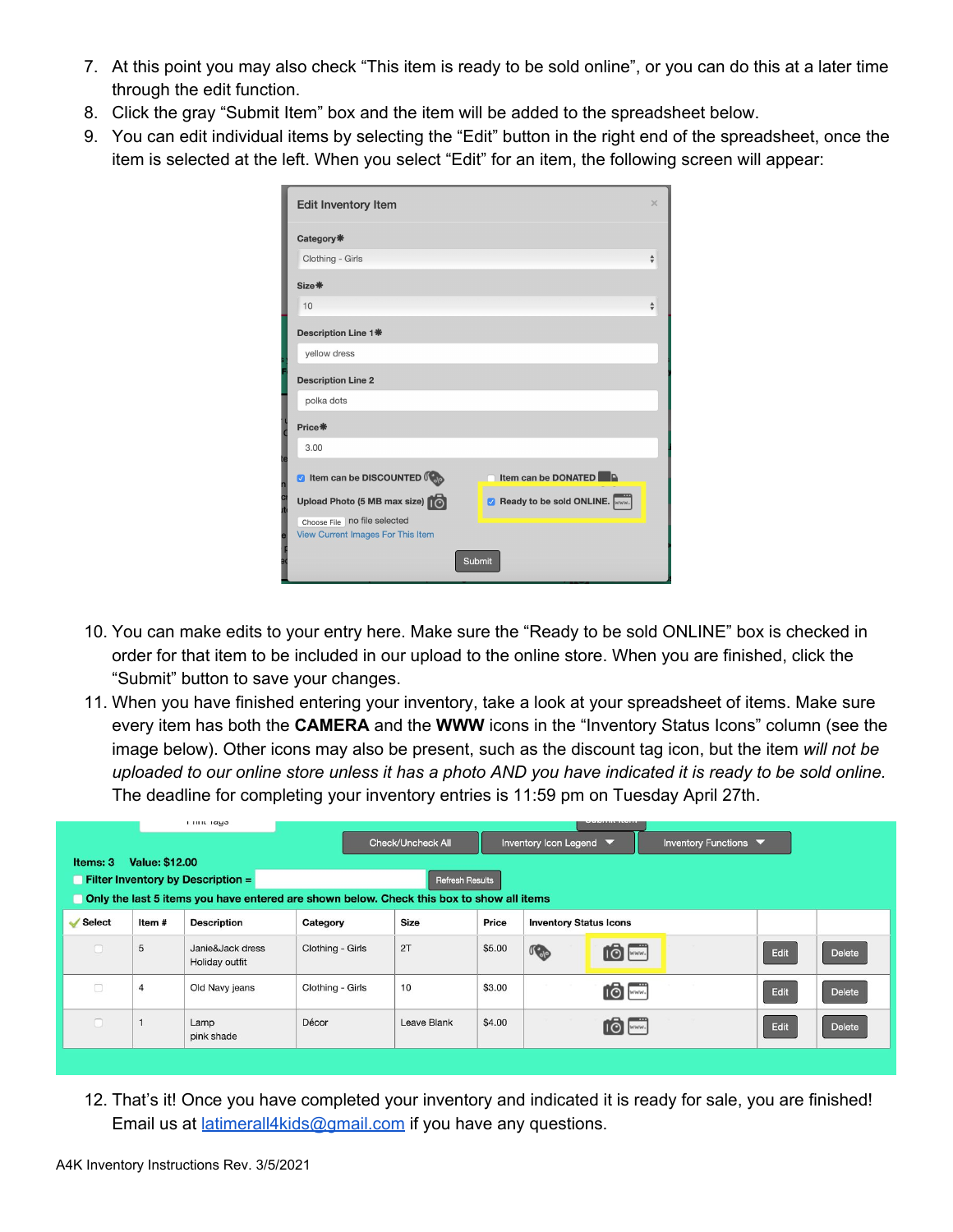7. At this point you may also check “This item is ready to be sold online”, or you can do this at a later time through the edit function.
8. Click the gray “Submit Item” box and the item will be added to the spreadsheet below.
9. You can edit individual items by selecting the “Edit” button in the right end of the spreadsheet, once the item is selected at the left. When you select “Edit” for an item, the following screen will appear:

10. You can make edits to your entry here. Make sure the “Ready to be sold ONLINE” box is checked in order for that item to be included in our upload to the online store. When you are finished, click the “Submit” button to save your changes.
11. When you have finished entering your inventory, take a look at your spreadsheet of items. Make sure every item has both the **CAMERA** and the **WWW** icons in the “Inventory Status Icons” column (see the image below). Other icons may also be present, such as the discount tag icon, but the item *will not be uploaded to our online store unless it has a photo AND you have indicated it is ready to be sold online.* The deadline for completing your inventory entries is 11:59 pm on Tuesday April 27th.

12. That’s it! Once you have completed your inventory and indicated it is ready for sale, you are finished! Email us at latimerall4kids@gmail.com if you have any questions.

A4K Inventory Instructions Rev. 3/5/2021